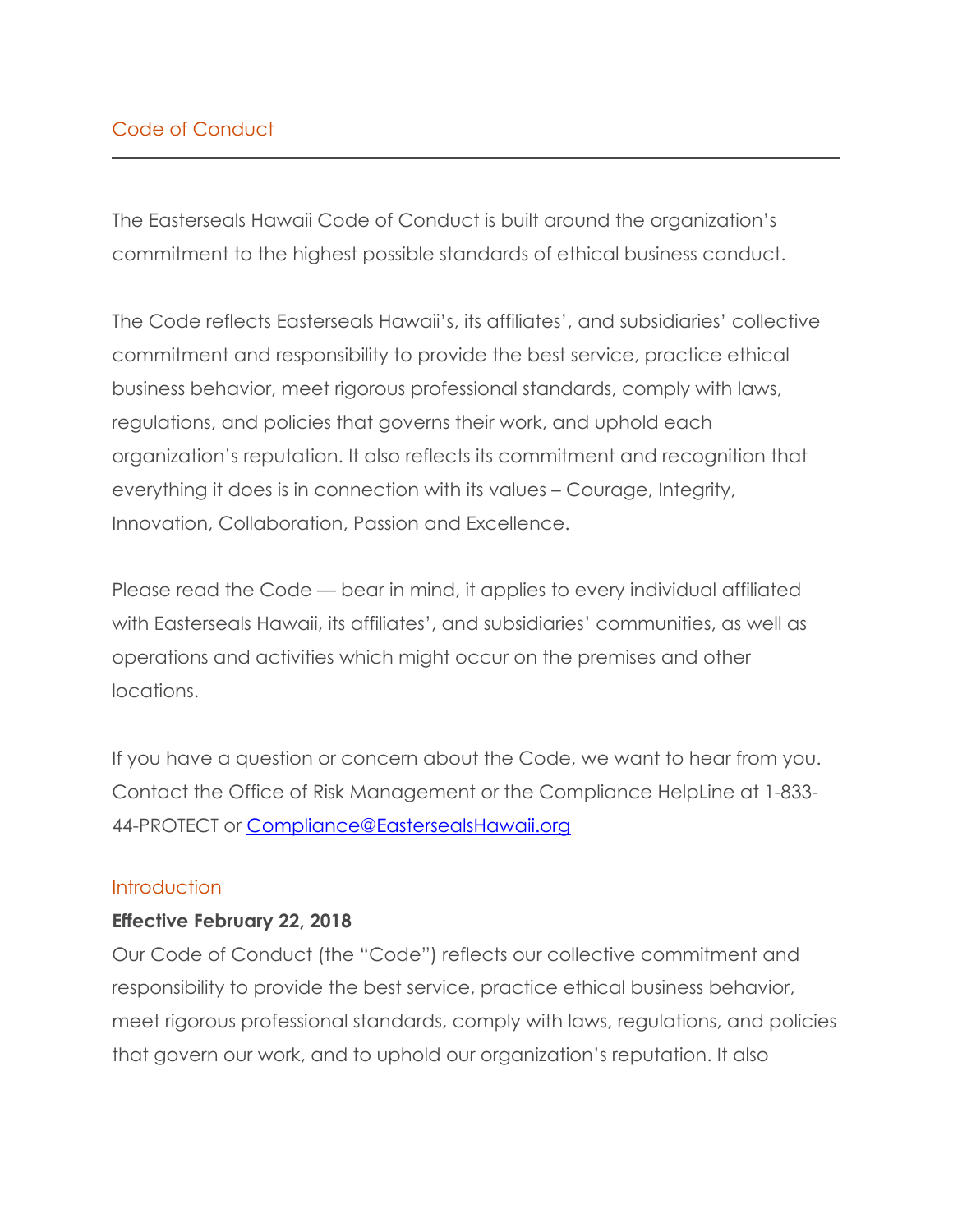## Code of Conduct

The Easterseals Hawaii Code of Conduct is built around the organization's commitment to the highest possible standards of ethical business conduct.

The Code reflects Easterseals Hawaii's, its affiliates', and subsidiaries' collective commitment and responsibility to provide the best service, practice ethical business behavior, meet rigorous professional standards, comply with laws, regulations, and policies that governs their work, and uphold each organization's reputation. It also reflects its commitment and recognition that everything it does is in connection with its values – Courage, Integrity, Innovation, Collaboration, Passion and Excellence.

Please read the Code — bear in mind, it applies to every individual affiliated with Easterseals Hawaii, its affiliates', and subsidiaries' communities, as well as operations and activities which might occur on the premises and other locations.

If you have a question or concern about the Code, we want to hear from you. Contact the Office of Risk Management or the Compliance HelpLine at 1-833-44-PROTECT or [Compliance@EastersealsHawaii.org](mailto:Compliance@EastersealsHawaii.org)

### Introduction

**Effective February 22, 2018**

Our Code of Conduct (the "Code") reflects our collective commitment and responsibility to provide the best service, practice ethical business behavior, meet rigorous professional standards, comply with laws, regulations, and policies that govern our work, and to uphold our organization's reputation. It also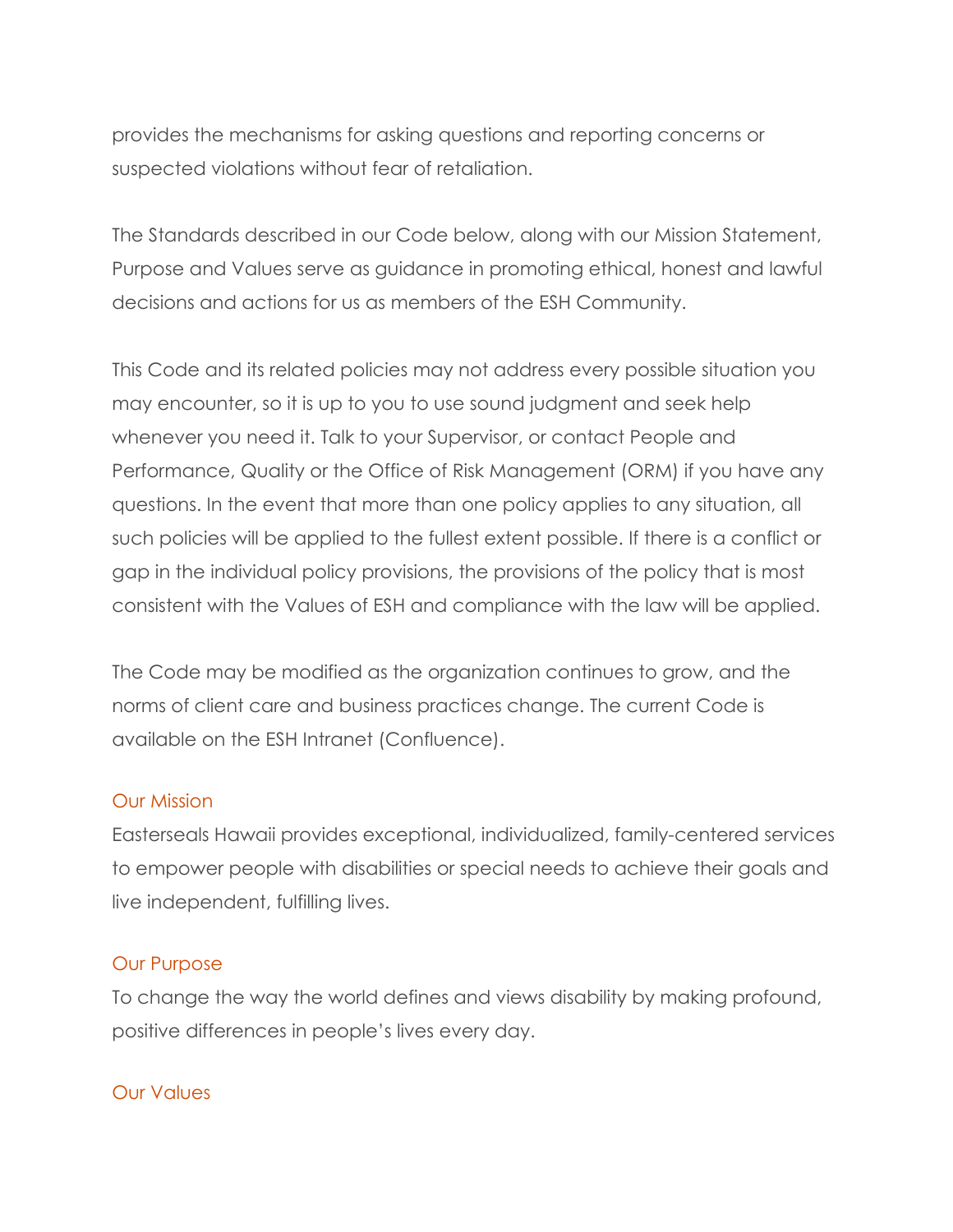provides the mechanisms for asking questions and reporting concerns or suspected violations without fear of retaliation.

The Standards described in our Code below, along with our Mission Statement, Purpose and Values serve as guidance in promoting ethical, honest and lawful decisions and actions for us as members of the ESH Community.

This Code and its related policies may not address every possible situation you may encounter, so it is up to you to use sound judgment and seek help whenever you need it. Talk to your Supervisor, or contact People and Performance, Quality or the Office of Risk Management (ORM) if you have any questions. In the event that more than one policy applies to any situation, all such policies will be applied to the fullest extent possible. If there is a conflict or gap in the individual policy provisions, the provisions of the policy that is most consistent with the Values of ESH and compliance with the law will be applied.

The Code may be modified as the organization continues to grow, and the norms of client care and business practices change. The current Code is available on the ESH Intranet (Confluence).

## Our Mission

Easterseals Hawaii provides exceptional, individualized, family-centered services to empower people with disabilities or special needs to achieve their goals and live independent, fulfilling lives.

## Our Purpose

To change the way the world defines and views disability by making profound, positive differences in people's lives every day.

## Our Values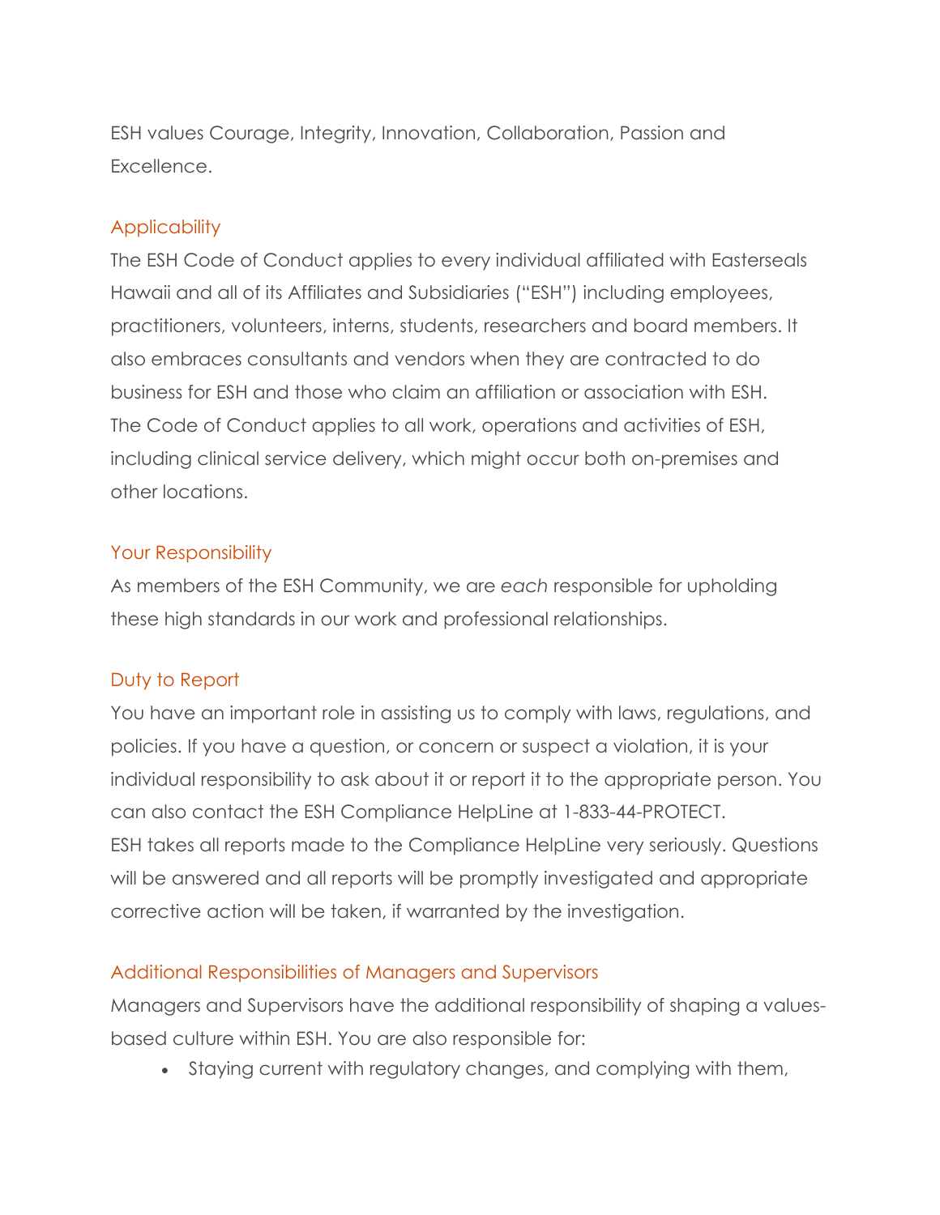ESH values Courage, Integrity, Innovation, Collaboration, Passion and Excellence.

## Applicability

The ESH Code of Conduct applies to every individual affiliated with Easterseals Hawaii and all of its Affiliates and Subsidiaries ("ESH") including employees, practitioners, volunteers, interns, students, researchers and board members. It also embraces consultants and vendors when they are contracted to do business for ESH and those who claim an affiliation or association with ESH. The Code of Conduct applies to all work, operations and activities of ESH, including clinical service delivery, which might occur both on-premises and other locations.

## Your Responsibility

As members of the ESH Community, we are *each* responsible for upholding these high standards in our work and professional relationships.

## Duty to Report

You have an important role in assisting us to comply with laws, regulations, and policies. If you have a question, or concern or suspect a violation, it is your individual responsibility to ask about it or report it to the appropriate person. You can also contact the ESH Compliance HelpLine at 1-833-44-PROTECT. ESH takes all reports made to the Compliance HelpLine very seriously. Questions will be answered and all reports will be promptly investigated and appropriate corrective action will be taken, if warranted by the investigation.

## Additional Responsibilities of Managers and Supervisors

Managers and Supervisors have the additional responsibility of shaping a values-based culture within ESH. You are also responsible for:

- Staying current with regulatory changes, and complying with them,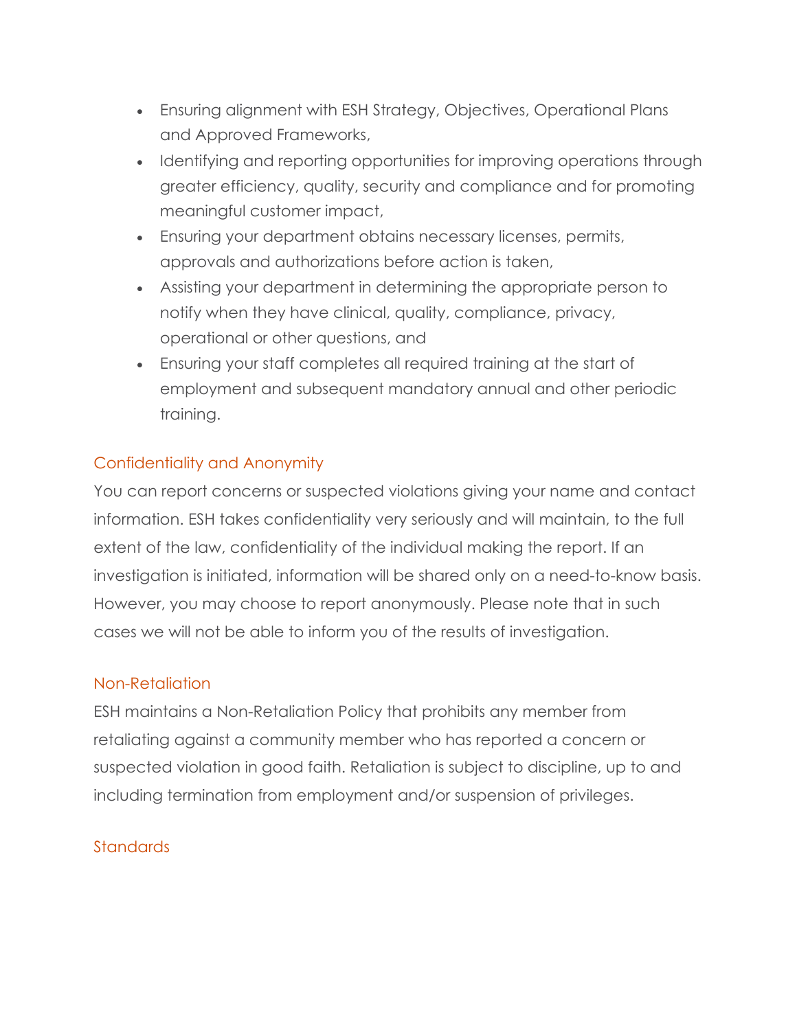- Ensuring alignment with ESH Strategy, Objectives, Operational Plans and Approved Frameworks,
- Identifying and reporting opportunities for improving operations through greater efficiency, quality, security and compliance and for promoting meaningful customer impact,
- Ensuring your department obtains necessary licenses, permits, approvals and authorizations before action is taken,
- Assisting your department in determining the appropriate person to notify when they have clinical, quality, compliance, privacy, operational or other questions, and
- Ensuring your staff completes all required training at the start of employment and subsequent mandatory annual and other periodic training.

## Confidentiality and Anonymity

You can report concerns or suspected violations giving your name and contact information. ESH takes confidentiality very seriously and will maintain, to the full extent of the law, confidentiality of the individual making the report. If an investigation is initiated, information will be shared only on a need-to-know basis. However, you may choose to report anonymously. Please note that in such cases we will not be able to inform you of the results of investigation.

## Non-Retaliation

ESH maintains a Non-Retaliation Policy that prohibits any member from retaliating against a community member who has reported a concern or suspected violation in good faith. Retaliation is subject to discipline, up to and including termination from employment and/or suspension of privileges.

## Standards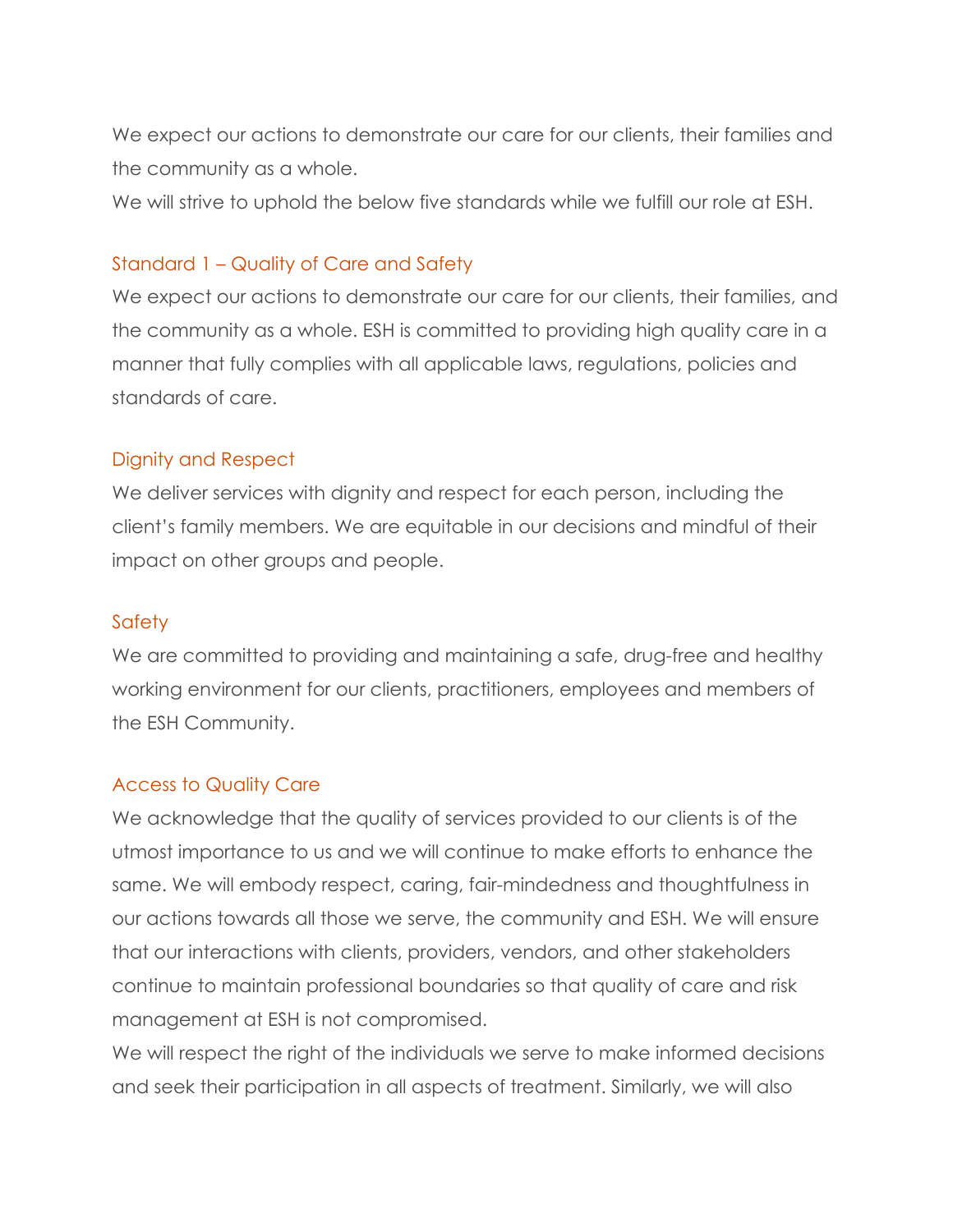We expect our actions to demonstrate our care for our clients, their families and the community as a whole.

We will strive to uphold the below five standards while we fulfill our role at ESH.

## Standard 1 – Quality of Care and Safety

We expect our actions to demonstrate our care for our clients, their families, and the community as a whole. ESH is committed to providing high quality care in a manner that fully complies with all applicable laws, regulations, policies and standards of care.

### Dignity and Respect

We deliver services with dignity and respect for each person, including the client's family members. We are equitable in our decisions and mindful of their impact on other groups and people.

### Safety

We are committed to providing and maintaining a safe, drug-free and healthy working environment for our clients, practitioners, employees and members of the ESH Community.

### Access to Quality Care

We acknowledge that the quality of services provided to our clients is of the utmost importance to us and we will continue to make efforts to enhance the same. We will embody respect, caring, fair-mindedness and thoughtfulness in our actions towards all those we serve, the community and ESH. We will ensure that our interactions with clients, providers, vendors, and other stakeholders continue to maintain professional boundaries so that quality of care and risk management at ESH is not compromised.

We will respect the right of the individuals we serve to make informed decisions and seek their participation in all aspects of treatment. Similarly, we will also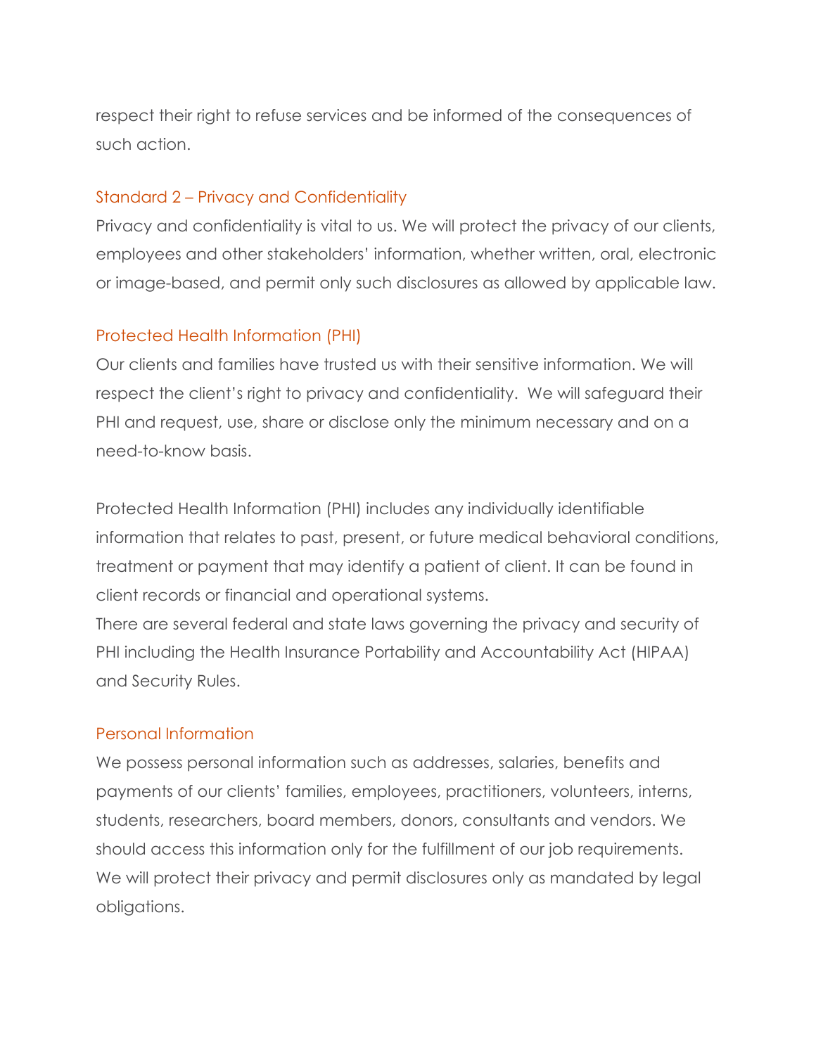respect their right to refuse services and be informed of the consequences of such action.

### Standard 2 – Privacy and Confidentiality

Privacy and confidentiality is vital to us. We will protect the privacy of our clients, employees and other stakeholders' information, whether written, oral, electronic or image-based, and permit only such disclosures as allowed by applicable law.

### Protected Health Information (PHI)

Our clients and families have trusted us with their sensitive information. We will respect the client's right to privacy and confidentiality. We will safeguard their PHI and request, use, share or disclose only the minimum necessary and on a need-to-know basis.

Protected Health Information (PHI) includes any individually identifiable information that relates to past, present, or future medical behavioral conditions, treatment or payment that may identify a patient of client. It can be found in client records or financial and operational systems.
There are several federal and state laws governing the privacy and security of PHI including the Health Insurance Portability and Accountability Act (HIPAA) and Security Rules.

### Personal Information

We possess personal information such as addresses, salaries, benefits and payments of our clients' families, employees, practitioners, volunteers, interns, students, researchers, board members, donors, consultants and vendors. We should access this information only for the fulfillment of our job requirements. We will protect their privacy and permit disclosures only as mandated by legal obligations.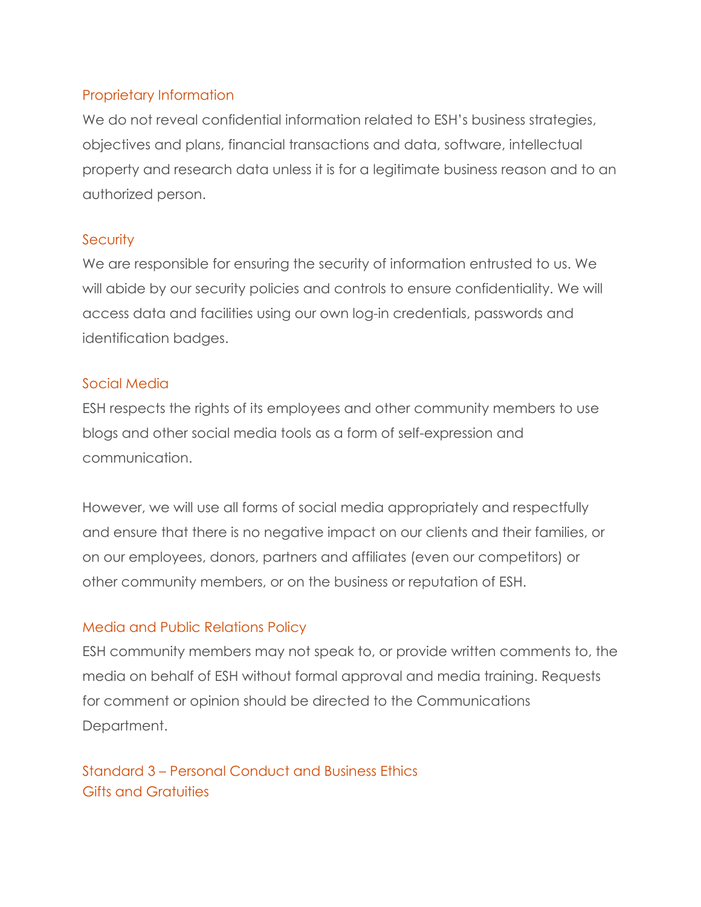### Proprietary Information

We do not reveal confidential information related to ESH's business strategies, objectives and plans, financial transactions and data, software, intellectual property and research data unless it is for a legitimate business reason and to an authorized person.

### Security

We are responsible for ensuring the security of information entrusted to us. We will abide by our security policies and controls to ensure confidentiality. We will access data and facilities using our own log-in credentials, passwords and identification badges.

### Social Media

ESH respects the rights of its employees and other community members to use blogs and other social media tools as a form of self-expression and communication.

However, we will use all forms of social media appropriately and respectfully and ensure that there is no negative impact on our clients and their families, or on our employees, donors, partners and affiliates (even our competitors) or other community members, or on the business or reputation of ESH.

### Media and Public Relations Policy

ESH community members may not speak to, or provide written comments to, the media on behalf of ESH without formal approval and media training. Requests for comment or opinion should be directed to the Communications Department.

## Standard 3 – Personal Conduct and Business Ethics

### Gifts and Gratuities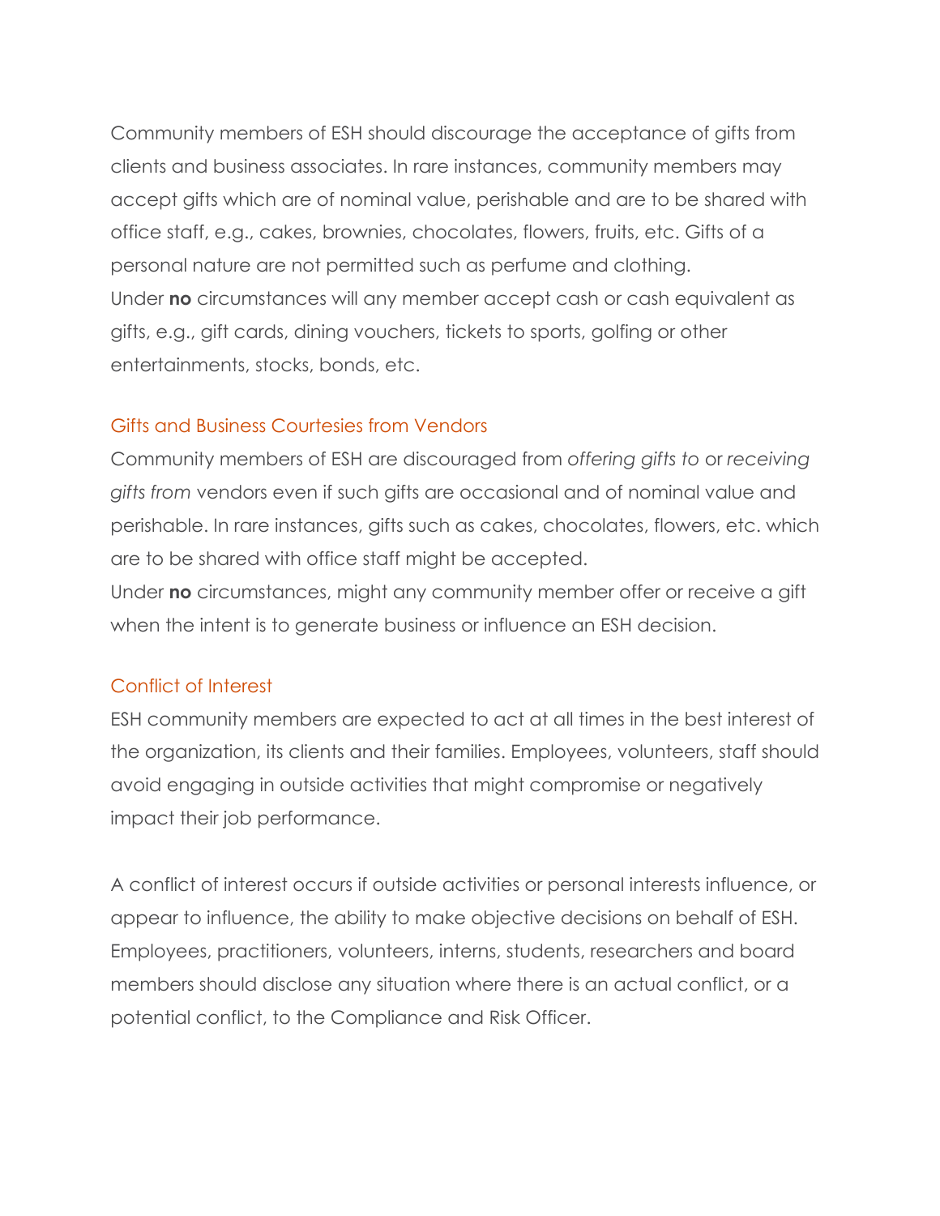Community members of ESH should discourage the acceptance of gifts from clients and business associates. In rare instances, community members may accept gifts which are of nominal value, perishable and are to be shared with office staff, e.g., cakes, brownies, chocolates, flowers, fruits, etc. Gifts of a personal nature are not permitted such as perfume and clothing.
Under **no** circumstances will any member accept cash or cash equivalent as gifts, e.g., gift cards, dining vouchers, tickets to sports, golfing or other entertainments, stocks, bonds, etc.

### Gifts and Business Courtesies from Vendors

Community members of ESH are discouraged from *offering gifts to* or *receiving gifts from* vendors even if such gifts are occasional and of nominal value and perishable. In rare instances, gifts such as cakes, chocolates, flowers, etc. which are to be shared with office staff might be accepted.
Under **no** circumstances, might any community member offer or receive a gift when the intent is to generate business or influence an ESH decision.

### Conflict of Interest

ESH community members are expected to act at all times in the best interest of the organization, its clients and their families. Employees, volunteers, staff should avoid engaging in outside activities that might compromise or negatively impact their job performance.

A conflict of interest occurs if outside activities or personal interests influence, or appear to influence, the ability to make objective decisions on behalf of ESH. Employees, practitioners, volunteers, interns, students, researchers and board members should disclose any situation where there is an actual conflict, or a potential conflict, to the Compliance and Risk Officer.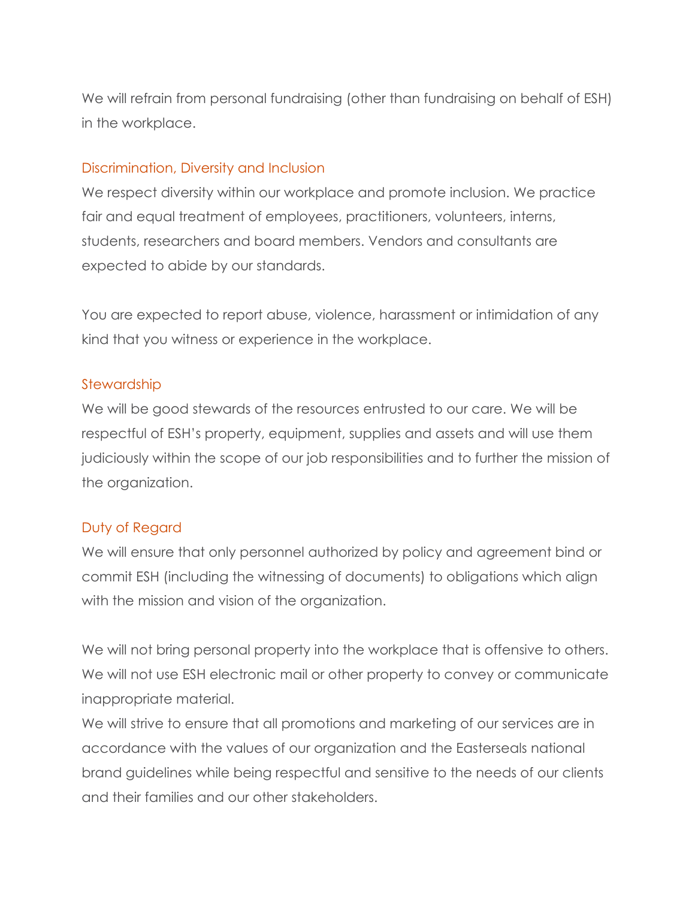We will refrain from personal fundraising (other than fundraising on behalf of ESH) in the workplace.

### Discrimination, Diversity and Inclusion

We respect diversity within our workplace and promote inclusion. We practice fair and equal treatment of employees, practitioners, volunteers, interns, students, researchers and board members. Vendors and consultants are expected to abide by our standards.

You are expected to report abuse, violence, harassment or intimidation of any kind that you witness or experience in the workplace.

### Stewardship

We will be good stewards of the resources entrusted to our care. We will be respectful of ESH's property, equipment, supplies and assets and will use them judiciously within the scope of our job responsibilities and to further the mission of the organization.

### Duty of Regard

We will ensure that only personnel authorized by policy and agreement bind or commit ESH (including the witnessing of documents) to obligations which align with the mission and vision of the organization.

We will not bring personal property into the workplace that is offensive to others. We will not use ESH electronic mail or other property to convey or communicate inappropriate material.

We will strive to ensure that all promotions and marketing of our services are in accordance with the values of our organization and the Easterseals national brand guidelines while being respectful and sensitive to the needs of our clients and their families and our other stakeholders.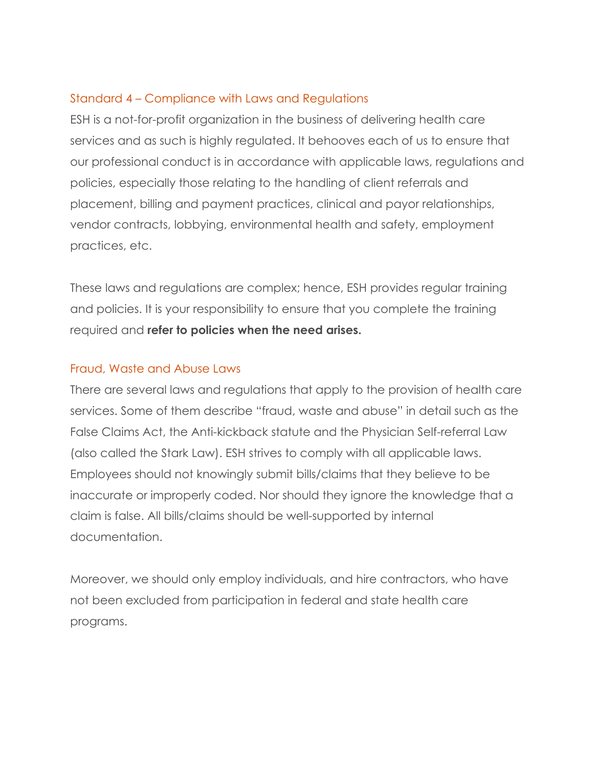## Standard 4 – Compliance with Laws and Regulations

ESH is a not-for-profit organization in the business of delivering health care services and as such is highly regulated. It behooves each of us to ensure that our professional conduct is in accordance with applicable laws, regulations and policies, especially those relating to the handling of client referrals and placement, billing and payment practices, clinical and payor relationships, vendor contracts, lobbying, environmental health and safety, employment practices, etc.

These laws and regulations are complex; hence, ESH provides regular training and policies. It is your responsibility to ensure that you complete the training required and **refer to policies when the need arises.**

## Fraud, Waste and Abuse Laws

There are several laws and regulations that apply to the provision of health care services. Some of them describe "fraud, waste and abuse" in detail such as the False Claims Act, the Anti-kickback statute and the Physician Self-referral Law (also called the Stark Law). ESH strives to comply with all applicable laws. Employees should not knowingly submit bills/claims that they believe to be inaccurate or improperly coded. Nor should they ignore the knowledge that a claim is false. All bills/claims should be well-supported by internal documentation.

Moreover, we should only employ individuals, and hire contractors, who have not been excluded from participation in federal and state health care programs.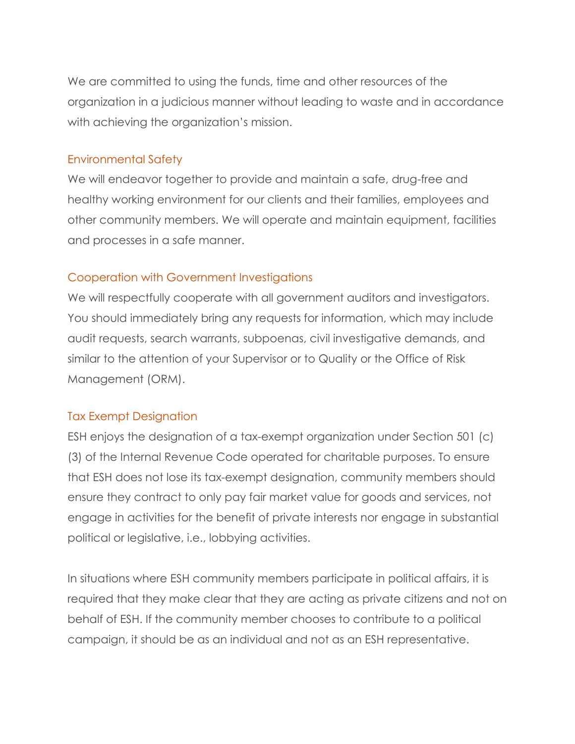We are committed to using the funds, time and other resources of the organization in a judicious manner without leading to waste and in accordance with achieving the organization's mission.

### Environmental Safety

We will endeavor together to provide and maintain a safe, drug-free and healthy working environment for our clients and their families, employees and other community members. We will operate and maintain equipment, facilities and processes in a safe manner.

### Cooperation with Government Investigations

We will respectfully cooperate with all government auditors and investigators. You should immediately bring any requests for information, which may include audit requests, search warrants, subpoenas, civil investigative demands, and similar to the attention of your Supervisor or to Quality or the Office of Risk Management (ORM).

### Tax Exempt Designation

ESH enjoys the designation of a tax-exempt organization under Section 501 (c) (3) of the Internal Revenue Code operated for charitable purposes. To ensure that ESH does not lose its tax-exempt designation, community members should ensure they contract to only pay fair market value for goods and services, not engage in activities for the benefit of private interests nor engage in substantial political or legislative, i.e., lobbying activities.

In situations where ESH community members participate in political affairs, it is required that they make clear that they are acting as private citizens and not on behalf of ESH. If the community member chooses to contribute to a political campaign, it should be as an individual and not as an ESH representative.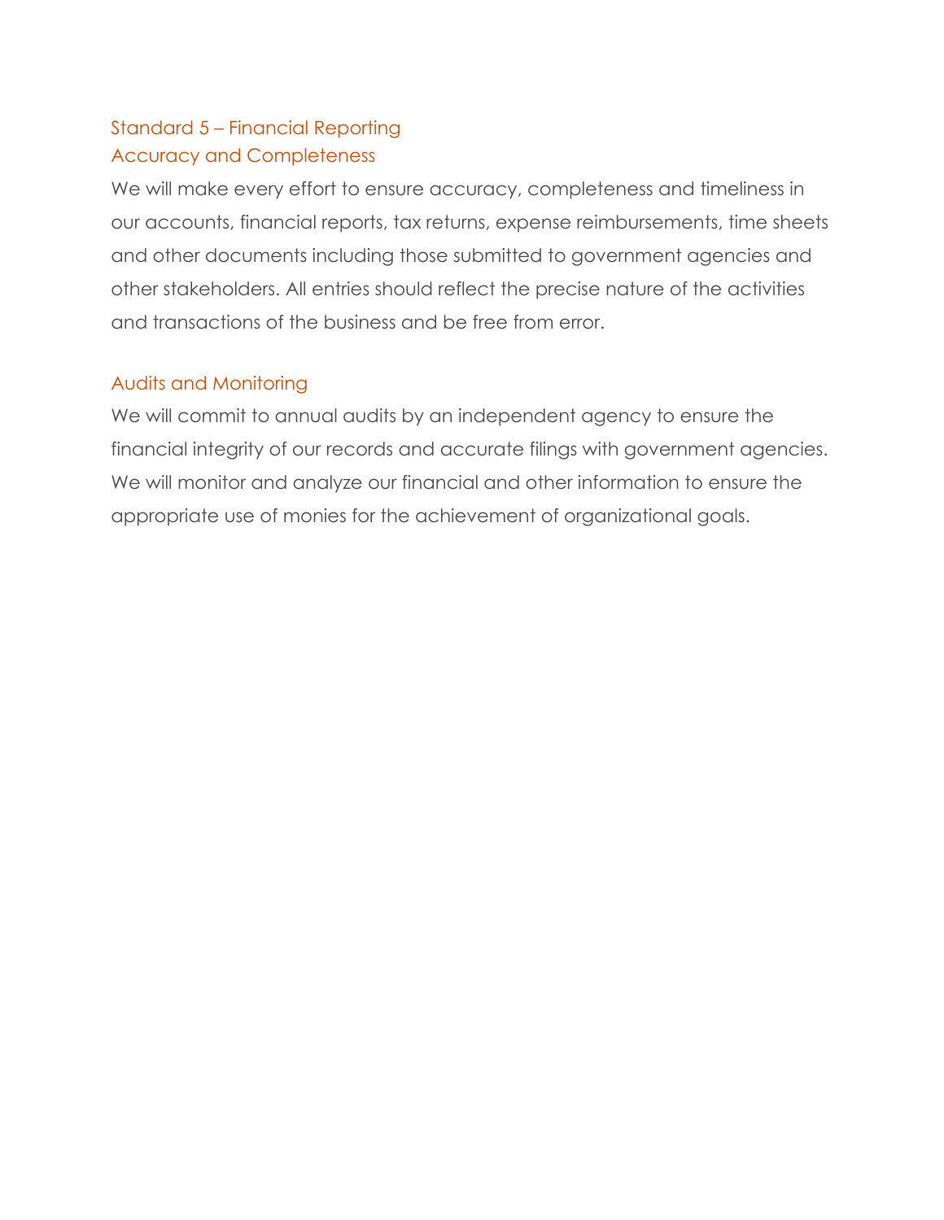## Standard 5 – Financial Reporting

### Accuracy and Completeness

We will make every effort to ensure accuracy, completeness and timeliness in our accounts, financial reports, tax returns, expense reimbursements, time sheets and other documents including those submitted to government agencies and other stakeholders. All entries should reflect the precise nature of the activities and transactions of the business and be free from error.

### Audits and Monitoring

We will commit to annual audits by an independent agency to ensure the financial integrity of our records and accurate filings with government agencies. We will monitor and analyze our financial and other information to ensure the appropriate use of monies for the achievement of organizational goals.